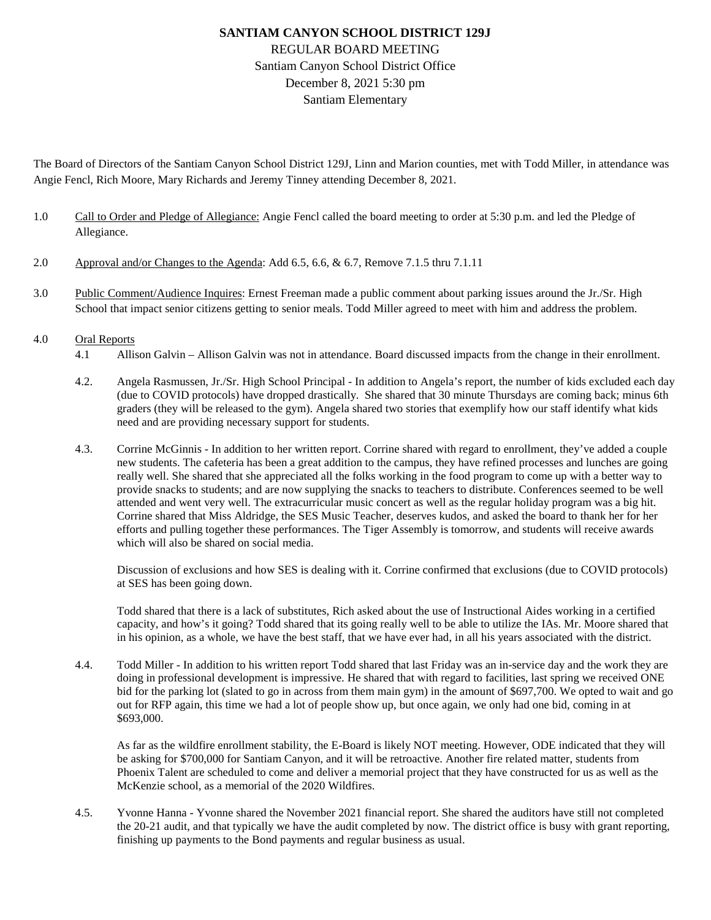# SANTIAM CANYON SCHOOL DISTRICT 129J

REGULAR BOARD MEETING
Santiam Canyon School District Office
December 8, 2021 5:30 pm
Santiam Elementary

The Board of Directors of the Santiam Canyon School District 129J, Linn and Marion counties, met with Todd Miller, in attendance was Angie Fencl, Rich Moore, Mary Richards and Jeremy Tinney attending December 8, 2021.

1.0 Call to Order and Pledge of Allegiance: Angie Fencl called the board meeting to order at 5:30 p.m. and led the Pledge of Allegiance.

2.0 Approval and/or Changes to the Agenda: Add 6.5, 6.6, & 6.7, Remove 7.1.5 thru 7.1.11

3.0 Public Comment/Audience Inquires: Ernest Freeman made a public comment about parking issues around the Jr./Sr. High School that impact senior citizens getting to senior meals. Todd Miller agreed to meet with him and address the problem.

4.0 Oral Reports

4.1 Allison Galvin – Allison Galvin was not in attendance. Board discussed impacts from the change in their enrollment.

4.2. Angela Rasmussen, Jr./Sr. High School Principal - In addition to Angela's report, the number of kids excluded each day (due to COVID protocols) have dropped drastically. She shared that 30 minute Thursdays are coming back; minus 6th graders (they will be released to the gym). Angela shared two stories that exemplify how our staff identify what kids need and are providing necessary support for students.

4.3. Corrine McGinnis - In addition to her written report. Corrine shared with regard to enrollment, they've added a couple new students. The cafeteria has been a great addition to the campus, they have refined processes and lunches are going really well. She shared that she appreciated all the folks working in the food program to come up with a better way to provide snacks to students; and are now supplying the snacks to teachers to distribute. Conferences seemed to be well attended and went very well. The extracurricular music concert as well as the regular holiday program was a big hit. Corrine shared that Miss Aldridge, the SES Music Teacher, deserves kudos, and asked the board to thank her for her efforts and pulling together these performances. The Tiger Assembly is tomorrow, and students will receive awards which will also be shared on social media.

Discussion of exclusions and how SES is dealing with it. Corrine confirmed that exclusions (due to COVID protocols) at SES has been going down.

Todd shared that there is a lack of substitutes, Rich asked about the use of Instructional Aides working in a certified capacity, and how's it going? Todd shared that its going really well to be able to utilize the IAs. Mr. Moore shared that in his opinion, as a whole, we have the best staff, that we have ever had, in all his years associated with the district.

4.4. Todd Miller - In addition to his written report Todd shared that last Friday was an in-service day and the work they are doing in professional development is impressive. He shared that with regard to facilities, last spring we received ONE bid for the parking lot (slated to go in across from them main gym) in the amount of $697,700. We opted to wait and go out for RFP again, this time we had a lot of people show up, but once again, we only had one bid, coming in at $693,000.

As far as the wildfire enrollment stability, the E-Board is likely NOT meeting. However, ODE indicated that they will be asking for $700,000 for Santiam Canyon, and it will be retroactive. Another fire related matter, students from Phoenix Talent are scheduled to come and deliver a memorial project that they have constructed for us as well as the McKenzie school, as a memorial of the 2020 Wildfires.

4.5. Yvonne Hanna - Yvonne shared the November 2021 financial report. She shared the auditors have still not completed the 20-21 audit, and that typically we have the audit completed by now. The district office is busy with grant reporting, finishing up payments to the Bond payments and regular business as usual.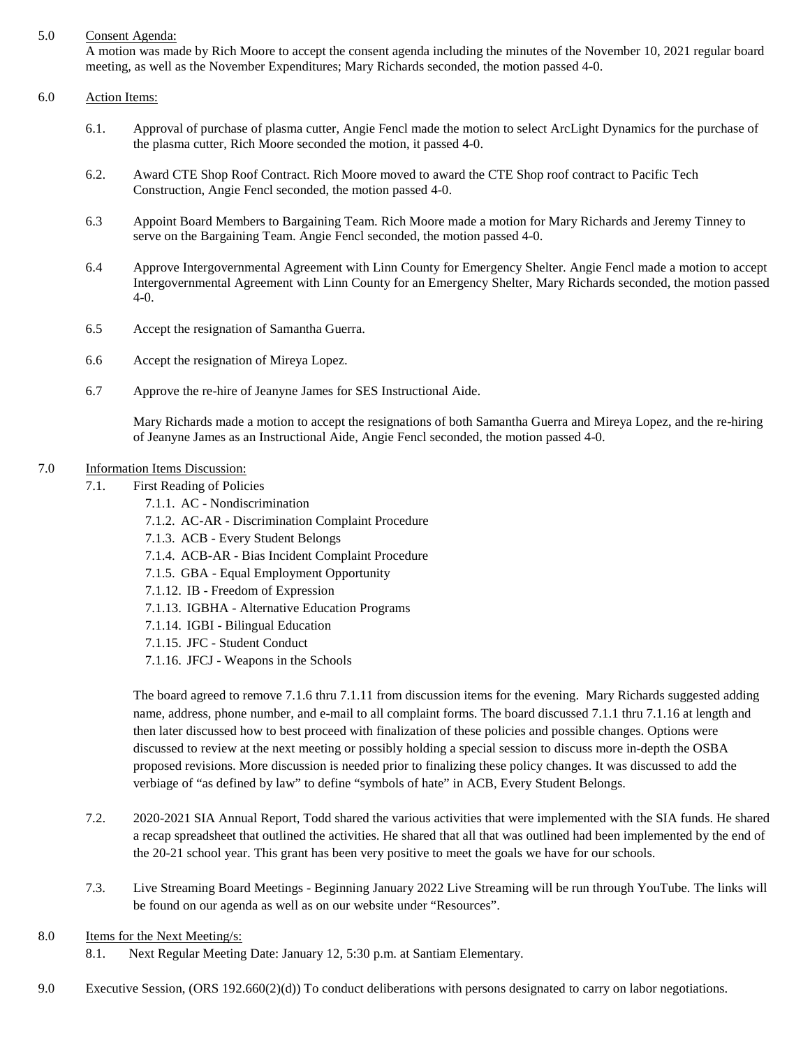5.0 Consent Agenda:

A motion was made by Rich Moore to accept the consent agenda including the minutes of the November 10, 2021 regular board meeting, as well as the November Expenditures; Mary Richards seconded, the motion passed 4-0.

6.0 Action Items:

6.1. Approval of purchase of plasma cutter, Angie Fencl made the motion to select ArcLight Dynamics for the purchase of the plasma cutter, Rich Moore seconded the motion, it passed 4-0.

6.2. Award CTE Shop Roof Contract. Rich Moore moved to award the CTE Shop roof contract to Pacific Tech Construction, Angie Fencl seconded, the motion passed 4-0.

6.3 Appoint Board Members to Bargaining Team. Rich Moore made a motion for Mary Richards and Jeremy Tinney to serve on the Bargaining Team. Angie Fencl seconded, the motion passed 4-0.

6.4 Approve Intergovernmental Agreement with Linn County for Emergency Shelter. Angie Fencl made a motion to accept Intergovernmental Agreement with Linn County for an Emergency Shelter, Mary Richards seconded, the motion passed 4-0.

6.5 Accept the resignation of Samantha Guerra.

6.6 Accept the resignation of Mireya Lopez.

6.7 Approve the re-hire of Jeanyne James for SES Instructional Aide.

Mary Richards made a motion to accept the resignations of both Samantha Guerra and Mireya Lopez, and the re-hiring of Jeanyne James as an Instructional Aide, Angie Fencl seconded, the motion passed 4-0.

7.0 Information Items Discussion:

7.1. First Reading of Policies

- 7.1.1. AC - Nondiscrimination
- 7.1.2. AC-AR - Discrimination Complaint Procedure
- 7.1.3. ACB - Every Student Belongs
- 7.1.4. ACB-AR - Bias Incident Complaint Procedure
- 7.1.5. GBA - Equal Employment Opportunity
- 7.1.12. IB - Freedom of Expression
- 7.1.13. IGBHA - Alternative Education Programs
- 7.1.14. IGBI - Bilingual Education
- 7.1.15. JFC - Student Conduct
- 7.1.16. JFCJ - Weapons in the Schools

The board agreed to remove 7.1.6 thru 7.1.11 from discussion items for the evening. Mary Richards suggested adding name, address, phone number, and e-mail to all complaint forms. The board discussed 7.1.1 thru 7.1.16 at length and then later discussed how to best proceed with finalization of these policies and possible changes. Options were discussed to review at the next meeting or possibly holding a special session to discuss more in-depth the OSBA proposed revisions. More discussion is needed prior to finalizing these policy changes. It was discussed to add the verbiage of "as defined by law" to define "symbols of hate" in ACB, Every Student Belongs.

7.2. 2020-2021 SIA Annual Report, Todd shared the various activities that were implemented with the SIA funds. He shared a recap spreadsheet that outlined the activities. He shared that all that was outlined had been implemented by the end of the 20-21 school year. This grant has been very positive to meet the goals we have for our schools.

7.3. Live Streaming Board Meetings - Beginning January 2022 Live Streaming will be run through YouTube. The links will be found on our agenda as well as on our website under "Resources".

8.0 Items for the Next Meeting/s:

8.1. Next Regular Meeting Date: January 12, 5:30 p.m. at Santiam Elementary.

9.0 Executive Session, (ORS 192.660(2)(d)) To conduct deliberations with persons designated to carry on labor negotiations.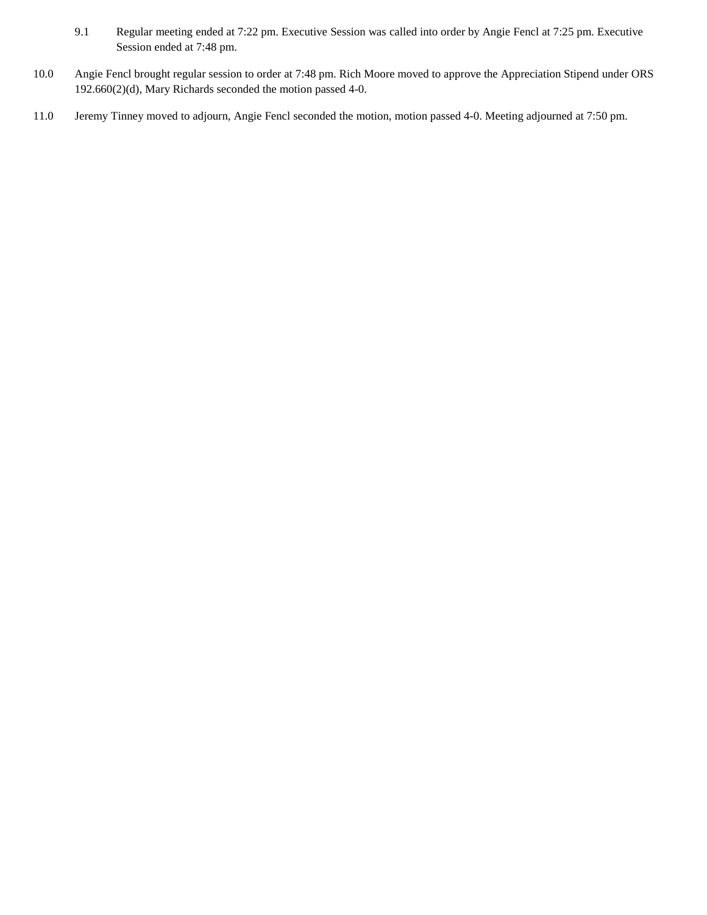9.1 Regular meeting ended at 7:22 pm. Executive Session was called into order by Angie Fencl at 7:25 pm. Executive Session ended at 7:48 pm.

10.0 Angie Fencl brought regular session to order at 7:48 pm. Rich Moore moved to approve the Appreciation Stipend under ORS 192.660(2)(d), Mary Richards seconded the motion passed 4-0.

11.0 Jeremy Tinney moved to adjourn, Angie Fencl seconded the motion, motion passed 4-0. Meeting adjourned at 7:50 pm.